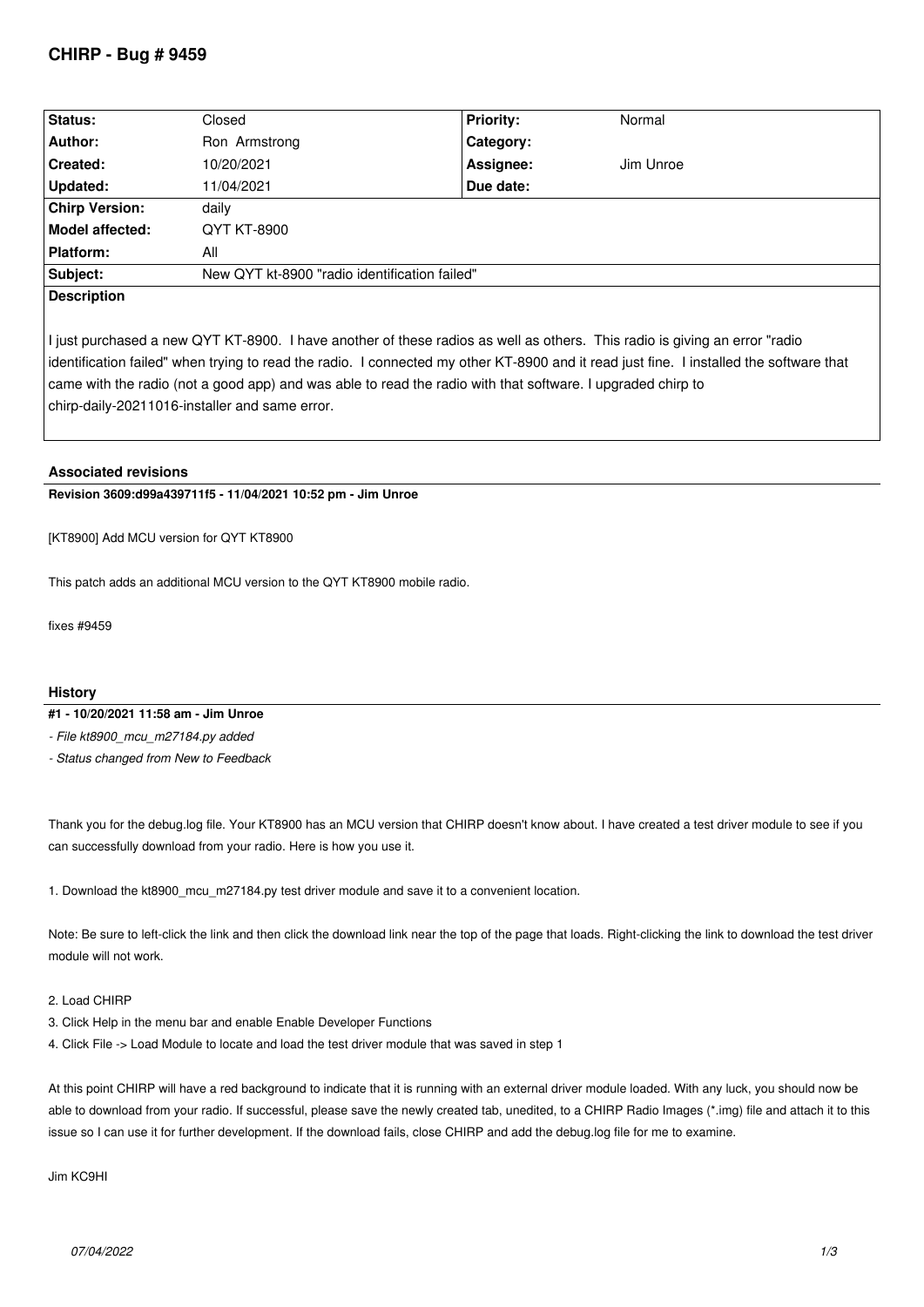# CHIRP - Bug # 9459

| Status: | Closed | Priority: | Normal |
|---|---|---|---|
| Author: | Ron Armstrong | Category: | |
| Created: | 10/20/2021 | Assignee: | Jim Unroe |
| Updated: | 11/04/2021 | Due date: | |
| Chirp Version: | daily | | |
| Model affected: | QYT KT-8900 | | |
| Platform: | All | | |
| Subject: | New QYT kt-8900 "radio identification failed" | | |

**Description**

I just purchased a new QYT KT-8900. I have another of these radios as well as others. This radio is giving an error "radio identification failed" when trying to read the radio. I connected my other KT-8900 and it read just fine. I installed the software that came with the radio (not a good app) and was able to read the radio with that software. I upgraded chirp to chirp-daily-20211016-installer and same error.

## Associated revisions

**Revision 3609:d99a439711f5 - 11/04/2021 10:52 pm - Jim Unroe**

[KT8900] Add MCU version for QYT KT8900

This patch adds an additional MCU version to the QYT KT8900 mobile radio.

fixes #9459

## History

**#1 - 10/20/2021 11:58 am - Jim Unroe**

*- File kt8900_mcu_m27184.py added*

*- Status changed from New to Feedback*

Thank you for the debug.log file. Your KT8900 has an MCU version that CHIRP doesn't know about. I have created a test driver module to see if you can successfully download from your radio. Here is how you use it.

1. Download the kt8900_mcu_m27184.py test driver module and save it to a convenient location.

Note: Be sure to left-click the link and then click the download link near the top of the page that loads. Right-clicking the link to download the test driver module will not work.

2. Load CHIRP
3. Click Help in the menu bar and enable Enable Developer Functions
4. Click File -> Load Module to locate and load the test driver module that was saved in step 1

At this point CHIRP will have a red background to indicate that it is running with an external driver module loaded. With any luck, you should now be able to download from your radio. If successful, please save the newly created tab, unedited, to a CHIRP Radio Images (*.img) file and attach it to this issue so I can use it for further development. If the download fails, close CHIRP and add the debug.log file for me to examine.

Jim KC9HI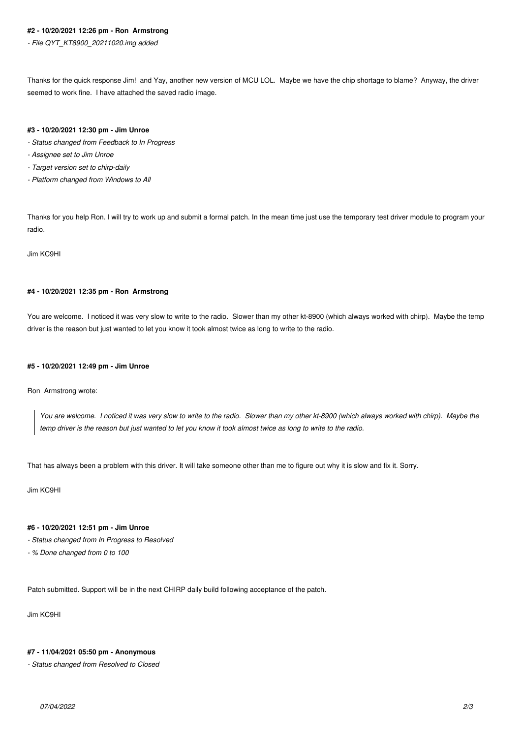#### #2 - 10/20/2021 12:26 pm - Ron Armstrong

*- File QYT_KT8900_20211020.img added*

Thanks for the quick response Jim! and Yay, another new version of MCU LOL. Maybe we have the chip shortage to blame? Anyway, the driver seemed to work fine. I have attached the saved radio image.

#### #3 - 10/20/2021 12:30 pm - Jim Unroe

*- Status changed from Feedback to In Progress*

*- Assignee set to Jim Unroe*

*- Target version set to chirp-daily*

*- Platform changed from Windows to All*

Thanks for you help Ron. I will try to work up and submit a formal patch. In the mean time just use the temporary test driver module to program your radio.

Jim KC9HI

#### #4 - 10/20/2021 12:35 pm - Ron Armstrong

You are welcome. I noticed it was very slow to write to the radio. Slower than my other kt-8900 (which always worked with chirp). Maybe the temp driver is the reason but just wanted to let you know it took almost twice as long to write to the radio.

#### #5 - 10/20/2021 12:49 pm - Jim Unroe

Ron Armstrong wrote:

> *You are welcome. I noticed it was very slow to write to the radio. Slower than my other kt-8900 (which always worked with chirp). Maybe the temp driver is the reason but just wanted to let you know it took almost twice as long to write to the radio.*

That has always been a problem with this driver. It will take someone other than me to figure out why it is slow and fix it. Sorry.

Jim KC9HI

#### #6 - 10/20/2021 12:51 pm - Jim Unroe

*- Status changed from In Progress to Resolved*

*- % Done changed from 0 to 100*

Patch submitted. Support will be in the next CHIRP daily build following acceptance of the patch.

Jim KC9HI

#### #7 - 11/04/2021 05:50 pm - Anonymous

*- Status changed from Resolved to Closed*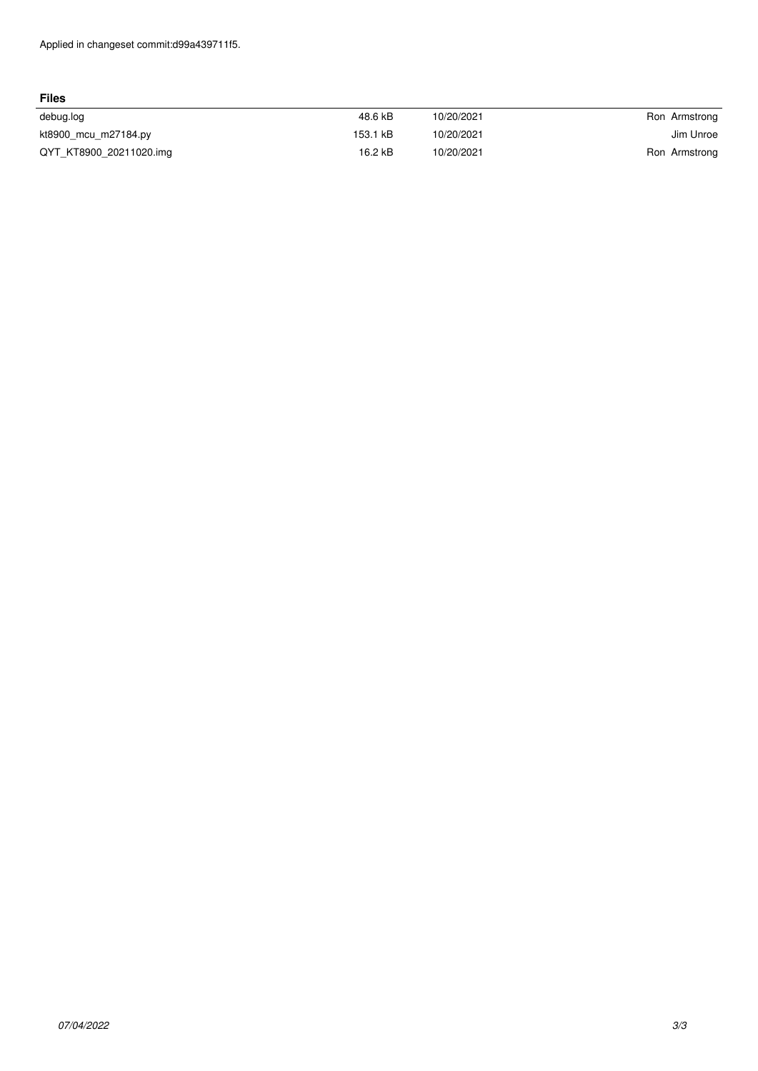Applied in changeset commit:d99a439711f5.

**Files**

| | | | |
|---|---|---|---|
| debug.log | 48.6 kB | 10/20/2021 | Ron Armstrong |
| kt8900_mcu_m27184.py | 153.1 kB | 10/20/2021 | Jim Unroe |
| QYT_KT8900_20211020.img | 16.2 kB | 10/20/2021 | Ron Armstrong |